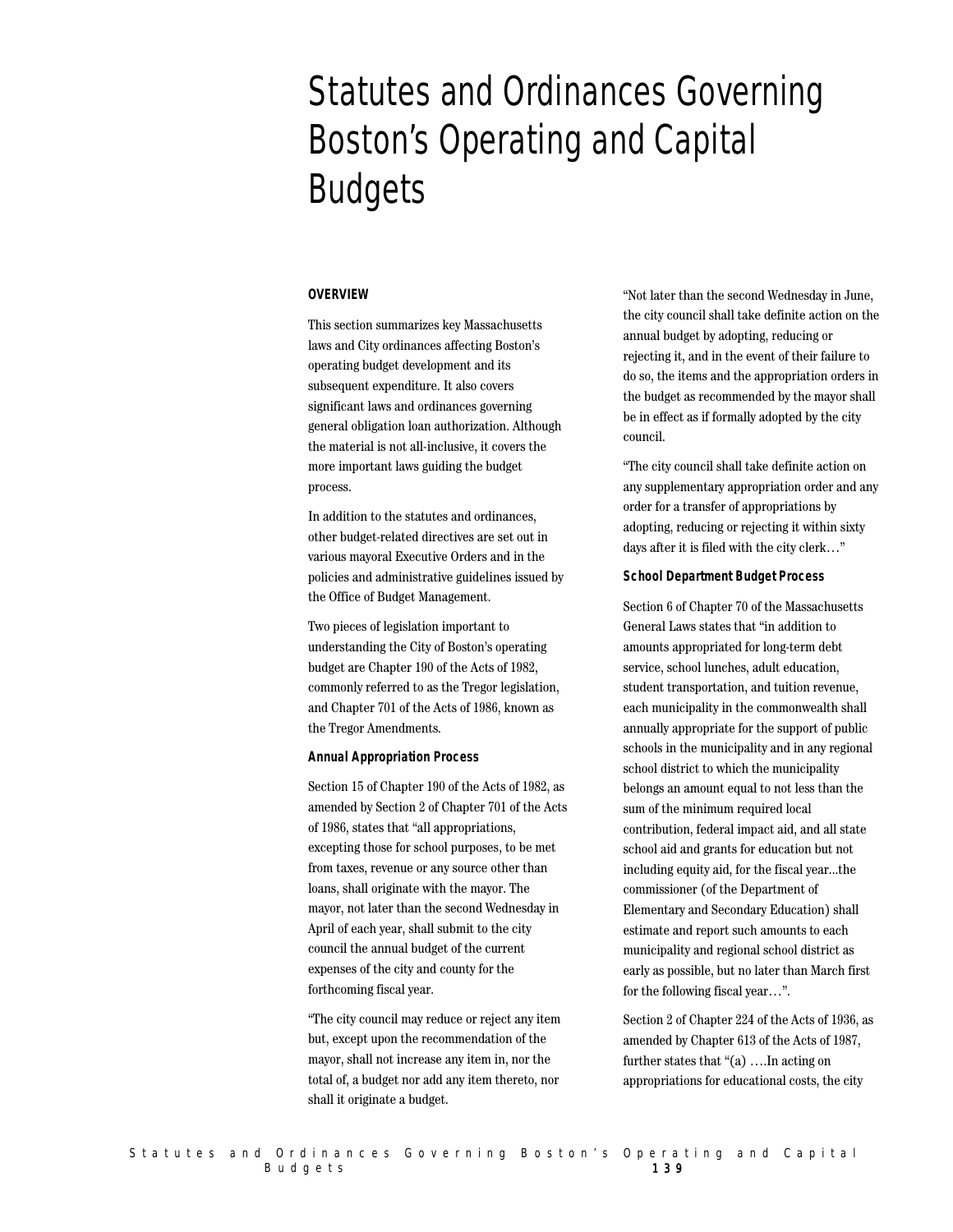# Statutes and Ordinances Governing Boston's Operating and Capital Budgets

**OVERVIEW**

This section summarizes key Massachusetts laws and City ordinances affecting Boston's operating budget development and its subsequent expenditure. It also covers significant laws and ordinances governing general obligation loan authorization. Although the material is not all-inclusive, it covers the more important laws guiding the budget process.

In addition to the statutes and ordinances, other budget-related directives are set out in various mayoral Executive Orders and in the policies and administrative guidelines issued by the Office of Budget Management.

Two pieces of legislation important to understanding the City of Boston's operating budget are Chapter 190 of the Acts of 1982, commonly referred to as the Tregor legislation, and Chapter 701 of the Acts of 1986, known as the Tregor Amendments.

**Annual Appropriation Process**

Section 15 of Chapter 190 of the Acts of 1982, as amended by Section 2 of Chapter 701 of the Acts of 1986, states that "all appropriations, excepting those for school purposes, to be met from taxes, revenue or any source other than loans, shall originate with the mayor. The mayor, not later than the second Wednesday in April of each year, shall submit to the city council the annual budget of the current expenses of the city and county for the forthcoming fiscal year.

"The city council may reduce or reject any item but, except upon the recommendation of the mayor, shall not increase any item in, nor the total of, a budget nor add any item thereto, nor shall it originate a budget.

"Not later than the second Wednesday in June, the city council shall take definite action on the annual budget by adopting, reducing or rejecting it, and in the event of their failure to do so, the items and the appropriation orders in the budget as recommended by the mayor shall be in effect as if formally adopted by the city council.

"The city council shall take definite action on any supplementary appropriation order and any order for a transfer of appropriations by adopting, reducing or rejecting it within sixty days after it is filed with the city clerk…"

**School Department Budget Process**

Section 6 of Chapter 70 of the Massachusetts General Laws states that "in addition to amounts appropriated for long-term debt service, school lunches, adult education, student transportation, and tuition revenue, each municipality in the commonwealth shall annually appropriate for the support of public schools in the municipality and in any regional school district to which the municipality belongs an amount equal to not less than the sum of the minimum required local contribution, federal impact aid, and all state school aid and grants for education but not including equity aid, for the fiscal year...the commissioner (of the Department of Elementary and Secondary Education) shall estimate and report such amounts to each municipality and regional school district as early as possible, but no later than March first for the following fiscal year…".

Section 2 of Chapter 224 of the Acts of 1936, as amended by Chapter 613 of the Acts of 1987, further states that "(a) ….In acting on appropriations for educational costs, the city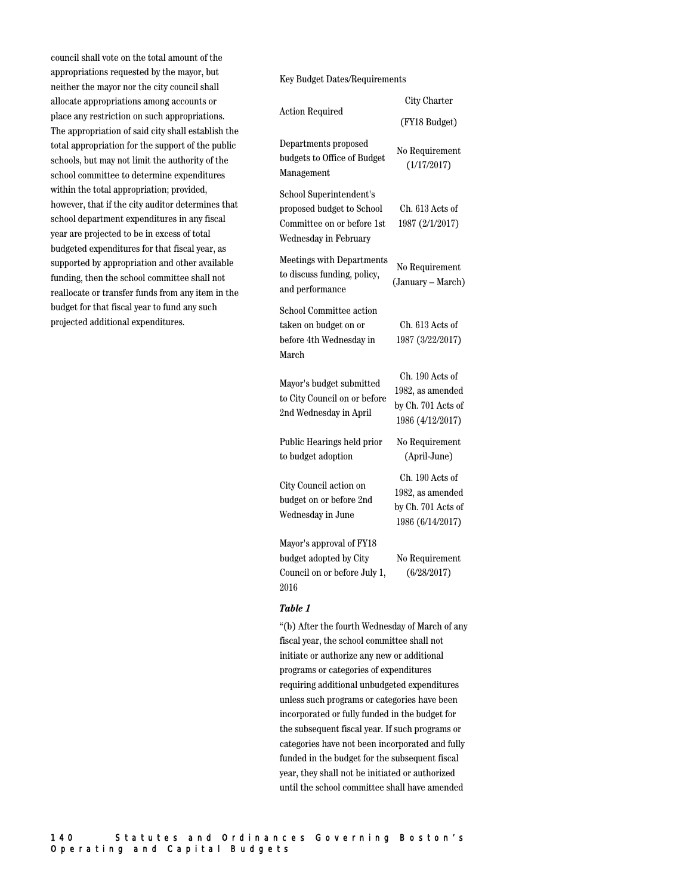council shall vote on the total amount of the appropriations requested by the mayor, but neither the mayor nor the city council shall allocate appropriations among accounts or place any restriction on such appropriations. The appropriation of said city shall establish the total appropriation for the support of the public schools, but may not limit the authority of the school committee to determine expenditures within the total appropriation; provided, however, that if the city auditor determines that school department expenditures in any fiscal year are projected to be in excess of total budgeted expenditures for that fiscal year, as supported by appropriation and other available funding, then the school committee shall not reallocate or transfer funds from any item in the budget for that fiscal year to fund any such projected additional expenditures.

Key Budget Dates/Requirements

| Action Required | City Charter (FY18 Budget) |
|---|---|
| Departments proposed budgets to Office of Budget Management | No Requirement (1/17/2017) |
| School Superintendent's proposed budget to School Committee on or before 1st Wednesday in February | Ch. 613 Acts of 1987 (2/1/2017) |
| Meetings with Departments to discuss funding, policy, and performance | No Requirement (January – March) |
| School Committee action taken on budget on or before 4th Wednesday in March | Ch. 613 Acts of 1987 (3/22/2017) |
| Mayor's budget submitted to City Council on or before 2nd Wednesday in April | Ch. 190 Acts of 1982, as amended by Ch. 701 Acts of 1986 (4/12/2017) |
| Public Hearings held prior to budget adoption | No Requirement (April-June) |
| City Council action on budget on or before 2nd Wednesday in June | Ch. 190 Acts of 1982, as amended by Ch. 701 Acts of 1986 (6/14/2017) |
| Mayor's approval of FY18 budget adopted by City Council on or before July 1, 2016 | No Requirement (6/28/2017) |

***Table 1***

"(b) After the fourth Wednesday of March of any fiscal year, the school committee shall not initiate or authorize any new or additional programs or categories of expenditures requiring additional unbudgeted expenditures unless such programs or categories have been incorporated or fully funded in the budget for the subsequent fiscal year. If such programs or categories have not been incorporated and fully funded in the budget for the subsequent fiscal year, they shall not be initiated or authorized until the school committee shall have amended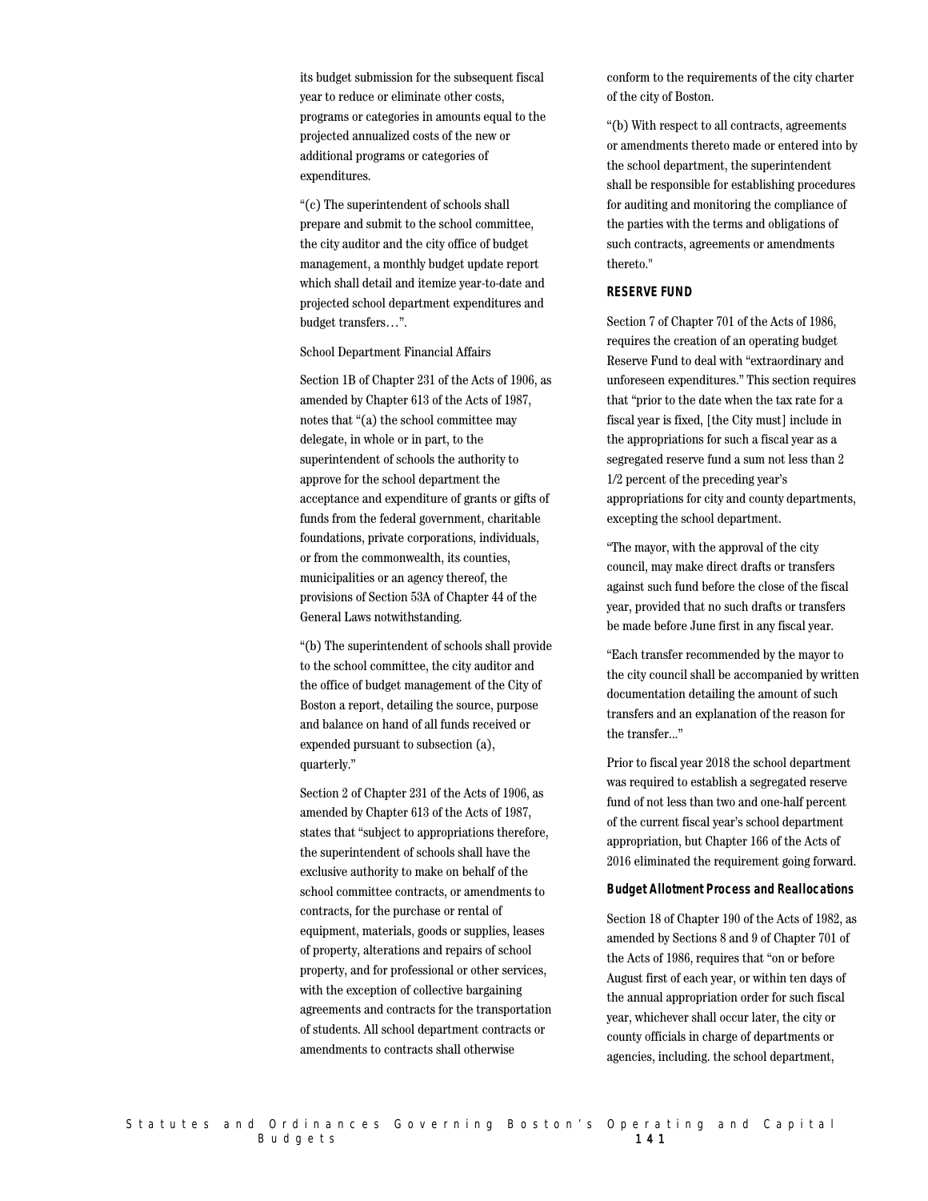its budget submission for the subsequent fiscal year to reduce or eliminate other costs, programs or categories in amounts equal to the projected annualized costs of the new or additional programs or categories of expenditures.

"(c) The superintendent of schools shall prepare and submit to the school committee, the city auditor and the city office of budget management, a monthly budget update report which shall detail and itemize year-to-date and projected school department expenditures and budget transfers…".

School Department Financial Affairs

Section 1B of Chapter 231 of the Acts of 1906, as amended by Chapter 613 of the Acts of 1987, notes that "(a) the school committee may delegate, in whole or in part, to the superintendent of schools the authority to approve for the school department the acceptance and expenditure of grants or gifts of funds from the federal government, charitable foundations, private corporations, individuals, or from the commonwealth, its counties, municipalities or an agency thereof, the provisions of Section 53A of Chapter 44 of the General Laws notwithstanding.

"(b) The superintendent of schools shall provide to the school committee, the city auditor and the office of budget management of the City of Boston a report, detailing the source, purpose and balance on hand of all funds received or expended pursuant to subsection (a), quarterly."

Section 2 of Chapter 231 of the Acts of 1906, as amended by Chapter 613 of the Acts of 1987, states that "subject to appropriations therefore, the superintendent of schools shall have the exclusive authority to make on behalf of the school committee contracts, or amendments to contracts, for the purchase or rental of equipment, materials, goods or supplies, leases of property, alterations and repairs of school property, and for professional or other services, with the exception of collective bargaining agreements and contracts for the transportation of students. All school department contracts or amendments to contracts shall otherwise conform to the requirements of the city charter of the city of Boston.

"(b) With respect to all contracts, agreements or amendments thereto made or entered into by the school department, the superintendent shall be responsible for establishing procedures for auditing and monitoring the compliance of the parties with the terms and obligations of such contracts, agreements or amendments thereto."

**RESERVE FUND**

Section 7 of Chapter 701 of the Acts of 1986, requires the creation of an operating budget Reserve Fund to deal with "extraordinary and unforeseen expenditures." This section requires that "prior to the date when the tax rate for a fiscal year is fixed, [the City must] include in the appropriations for such a fiscal year as a segregated reserve fund a sum not less than 2 1/2 percent of the preceding year's appropriations for city and county departments, excepting the school department.

"The mayor, with the approval of the city council, may make direct drafts or transfers against such fund before the close of the fiscal year, provided that no such drafts or transfers be made before June first in any fiscal year.

"Each transfer recommended by the mayor to the city council shall be accompanied by written documentation detailing the amount of such transfers and an explanation of the reason for the transfer..."

Prior to fiscal year 2018 the school department was required to establish a segregated reserve fund of not less than two and one-half percent of the current fiscal year's school department appropriation, but Chapter 166 of the Acts of 2016 eliminated the requirement going forward.

**Budget Allotment Process and Reallocations**

Section 18 of Chapter 190 of the Acts of 1982, as amended by Sections 8 and 9 of Chapter 701 of the Acts of 1986, requires that "on or before August first of each year, or within ten days of the annual appropriation order for such fiscal year, whichever shall occur later, the city or county officials in charge of departments or agencies, including. the school department,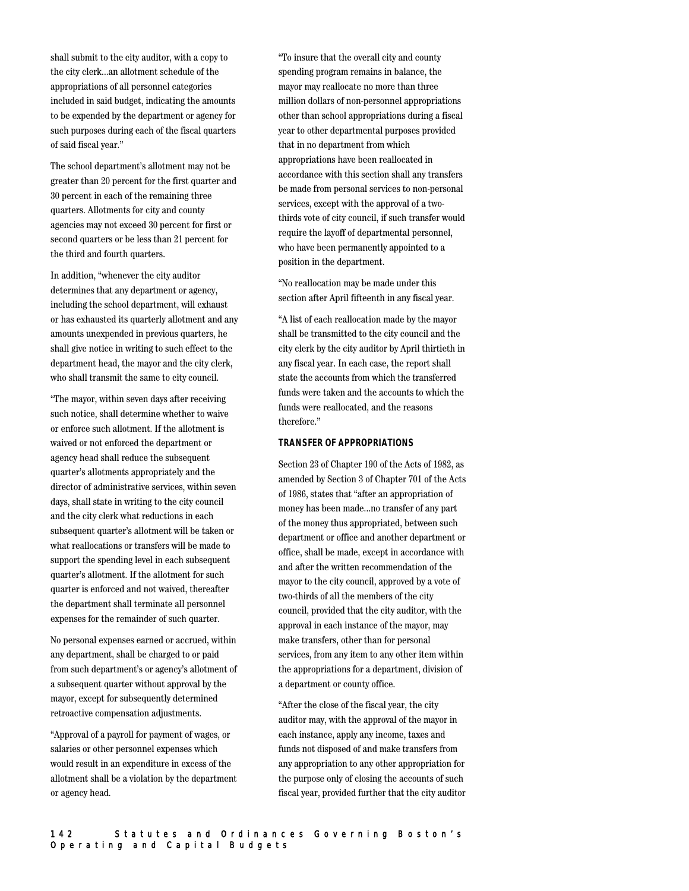shall submit to the city auditor, with a copy to the city clerk...an allotment schedule of the appropriations of all personnel categories included in said budget, indicating the amounts to be expended by the department or agency for such purposes during each of the fiscal quarters of said fiscal year."

The school department's allotment may not be greater than 20 percent for the first quarter and 30 percent in each of the remaining three quarters. Allotments for city and county agencies may not exceed 30 percent for first or second quarters or be less than 21 percent for the third and fourth quarters.

In addition, "whenever the city auditor determines that any department or agency, including the school department, will exhaust or has exhausted its quarterly allotment and any amounts unexpended in previous quarters, he shall give notice in writing to such effect to the department head, the mayor and the city clerk, who shall transmit the same to city council.

"The mayor, within seven days after receiving such notice, shall determine whether to waive or enforce such allotment. If the allotment is waived or not enforced the department or agency head shall reduce the subsequent quarter's allotments appropriately and the director of administrative services, within seven days, shall state in writing to the city council and the city clerk what reductions in each subsequent quarter's allotment will be taken or what reallocations or transfers will be made to support the spending level in each subsequent quarter's allotment. If the allotment for such quarter is enforced and not waived, thereafter the department shall terminate all personnel expenses for the remainder of such quarter.

No personal expenses earned or accrued, within any department, shall be charged to or paid from such department's or agency's allotment of a subsequent quarter without approval by the mayor, except for subsequently determined retroactive compensation adjustments.

"Approval of a payroll for payment of wages, or salaries or other personnel expenses which would result in an expenditure in excess of the allotment shall be a violation by the department or agency head.

"To insure that the overall city and county spending program remains in balance, the mayor may reallocate no more than three million dollars of non-personnel appropriations other than school appropriations during a fiscal year to other departmental purposes provided that in no department from which appropriations have been reallocated in accordance with this section shall any transfers be made from personal services to non-personal services, except with the approval of a two-thirds vote of city council, if such transfer would require the layoff of departmental personnel, who have been permanently appointed to a position in the department.

"No reallocation may be made under this section after April fifteenth in any fiscal year.

"A list of each reallocation made by the mayor shall be transmitted to the city council and the city clerk by the city auditor by April thirtieth in any fiscal year. In each case, the report shall state the accounts from which the transferred funds were taken and the accounts to which the funds were reallocated, and the reasons therefore."

#### TRANSFER OF APPROPRIATIONS

Section 23 of Chapter 190 of the Acts of 1982, as amended by Section 3 of Chapter 701 of the Acts of 1986, states that "after an appropriation of money has been made...no transfer of any part of the money thus appropriated, between such department or office and another department or office, shall be made, except in accordance with and after the written recommendation of the mayor to the city council, approved by a vote of two-thirds of all the members of the city council, provided that the city auditor, with the approval in each instance of the mayor, may make transfers, other than for personal services, from any item to any other item within the appropriations for a department, division of a department or county office.

"After the close of the fiscal year, the city auditor may, with the approval of the mayor in each instance, apply any income, taxes and funds not disposed of and make transfers from any appropriation to any other appropriation for the purpose only of closing the accounts of such fiscal year, provided further that the city auditor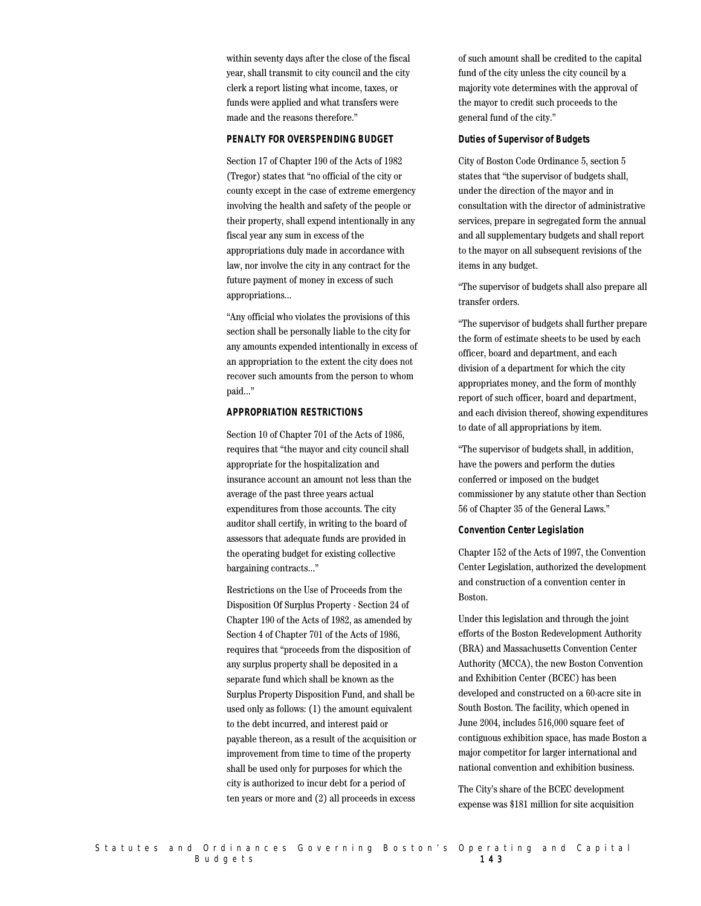within seventy days after the close of the fiscal year, shall transmit to city council and the city clerk a report listing what income, taxes, or funds were applied and what transfers were made and the reasons therefore."

### PENALTY FOR OVERSPENDING BUDGET

Section 17 of Chapter 190 of the Acts of 1982 (Tregor) states that "no official of the city or county except in the case of extreme emergency involving the health and safety of the people or their property, shall expend intentionally in any fiscal year any sum in excess of the appropriations duly made in accordance with law, nor involve the city in any contract for the future payment of money in excess of such appropriations...

"Any official who violates the provisions of this section shall be personally liable to the city for any amounts expended intentionally in excess of an appropriation to the extent the city does not recover such amounts from the person to whom paid..."

### APPROPRIATION RESTRICTIONS

Section 10 of Chapter 701 of the Acts of 1986, requires that "the mayor and city council shall appropriate for the hospitalization and insurance account an amount not less than the average of the past three years actual expenditures from those accounts. The city auditor shall certify, in writing to the board of assessors that adequate funds are provided in the operating budget for existing collective bargaining contracts..."

Restrictions on the Use of Proceeds from the Disposition Of Surplus Property - Section 24 of Chapter 190 of the Acts of 1982, as amended by Section 4 of Chapter 701 of the Acts of 1986, requires that "proceeds from the disposition of any surplus property shall be deposited in a separate fund which shall be known as the Surplus Property Disposition Fund, and shall be used only as follows: (1) the amount equivalent to the debt incurred, and interest paid or payable thereon, as a result of the acquisition or improvement from time to time of the property shall be used only for purposes for which the city is authorized to incur debt for a period of ten years or more and (2) all proceeds in excess of such amount shall be credited to the capital fund of the city unless the city council by a majority vote determines with the approval of the mayor to credit such proceeds to the general fund of the city."

### Duties of Supervisor of Budgets

City of Boston Code Ordinance 5, section 5 states that "the supervisor of budgets shall, under the direction of the mayor and in consultation with the director of administrative services, prepare in segregated form the annual and all supplementary budgets and shall report to the mayor on all subsequent revisions of the items in any budget.

"The supervisor of budgets shall also prepare all transfer orders.

"The supervisor of budgets shall further prepare the form of estimate sheets to be used by each officer, board and department, and each division of a department for which the city appropriates money, and the form of monthly report of such officer, board and department, and each division thereof, showing expenditures to date of all appropriations by item.

"The supervisor of budgets shall, in addition, have the powers and perform the duties conferred or imposed on the budget commissioner by any statute other than Section 56 of Chapter 35 of the General Laws."

### Convention Center Legislation

Chapter 152 of the Acts of 1997, the Convention Center Legislation, authorized the development and construction of a convention center in Boston.

Under this legislation and through the joint efforts of the Boston Redevelopment Authority (BRA) and Massachusetts Convention Center Authority (MCCA), the new Boston Convention and Exhibition Center (BCEC) has been developed and constructed on a 60-acre site in South Boston. The facility, which opened in June 2004, includes 516,000 square feet of contiguous exhibition space, has made Boston a major competitor for larger international and national convention and exhibition business.

The City's share of the BCEC development expense was $181 million for site acquisition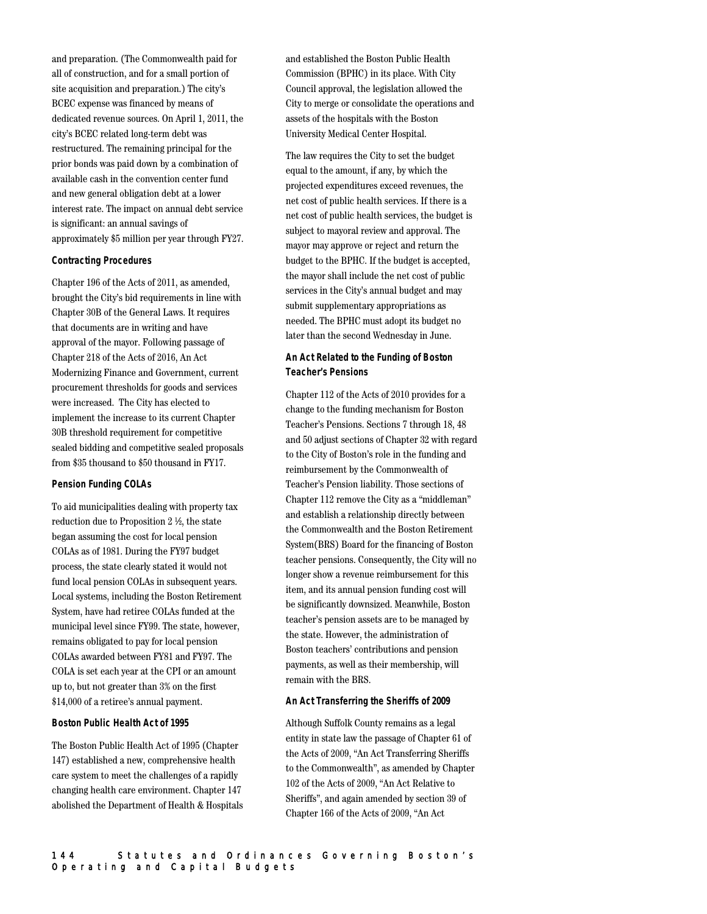and preparation. (The Commonwealth paid for all of construction, and for a small portion of site acquisition and preparation.) The city's BCEC expense was financed by means of dedicated revenue sources. On April 1, 2011, the city's BCEC related long-term debt was restructured. The remaining principal for the prior bonds was paid down by a combination of available cash in the convention center fund and new general obligation debt at a lower interest rate. The impact on annual debt service is significant: an annual savings of approximately $5 million per year through FY27.

### Contracting Procedures

Chapter 196 of the Acts of 2011, as amended, brought the City's bid requirements in line with Chapter 30B of the General Laws. It requires that documents are in writing and have approval of the mayor. Following passage of Chapter 218 of the Acts of 2016, An Act Modernizing Finance and Government, current procurement thresholds for goods and services were increased. The City has elected to implement the increase to its current Chapter 30B threshold requirement for competitive sealed bidding and competitive sealed proposals from $35 thousand to $50 thousand in FY17.

### Pension Funding COLAs

To aid municipalities dealing with property tax reduction due to Proposition 2 ½, the state began assuming the cost for local pension COLAs as of 1981. During the FY97 budget process, the state clearly stated it would not fund local pension COLAs in subsequent years. Local systems, including the Boston Retirement System, have had retiree COLAs funded at the municipal level since FY99. The state, however, remains obligated to pay for local pension COLAs awarded between FY81 and FY97. The COLA is set each year at the CPI or an amount up to, but not greater than 3% on the first $14,000 of a retiree's annual payment.

### Boston Public Health Act of 1995

The Boston Public Health Act of 1995 (Chapter 147) established a new, comprehensive health care system to meet the challenges of a rapidly changing health care environment. Chapter 147 abolished the Department of Health & Hospitals and established the Boston Public Health Commission (BPHC) in its place. With City Council approval, the legislation allowed the City to merge or consolidate the operations and assets of the hospitals with the Boston University Medical Center Hospital.

The law requires the City to set the budget equal to the amount, if any, by which the projected expenditures exceed revenues, the net cost of public health services. If there is a net cost of public health services, the budget is subject to mayoral review and approval. The mayor may approve or reject and return the budget to the BPHC. If the budget is accepted, the mayor shall include the net cost of public services in the City's annual budget and may submit supplementary appropriations as needed. The BPHC must adopt its budget no later than the second Wednesday in June.

### An Act Related to the Funding of Boston Teacher's Pensions

Chapter 112 of the Acts of 2010 provides for a change to the funding mechanism for Boston Teacher's Pensions. Sections 7 through 18, 48 and 50 adjust sections of Chapter 32 with regard to the City of Boston's role in the funding and reimbursement by the Commonwealth of Teacher's Pension liability. Those sections of Chapter 112 remove the City as a "middleman" and establish a relationship directly between the Commonwealth and the Boston Retirement System(BRS) Board for the financing of Boston teacher pensions. Consequently, the City will no longer show a revenue reimbursement for this item, and its annual pension funding cost will be significantly downsized. Meanwhile, Boston teacher's pension assets are to be managed by the state. However, the administration of Boston teachers' contributions and pension payments, as well as their membership, will remain with the BRS.

### An Act Transferring the Sheriffs of 2009

Although Suffolk County remains as a legal entity in state law the passage of Chapter 61 of the Acts of 2009, "An Act Transferring Sheriffs to the Commonwealth", as amended by Chapter 102 of the Acts of 2009, "An Act Relative to Sheriffs", and again amended by section 39 of Chapter 166 of the Acts of 2009, "An Act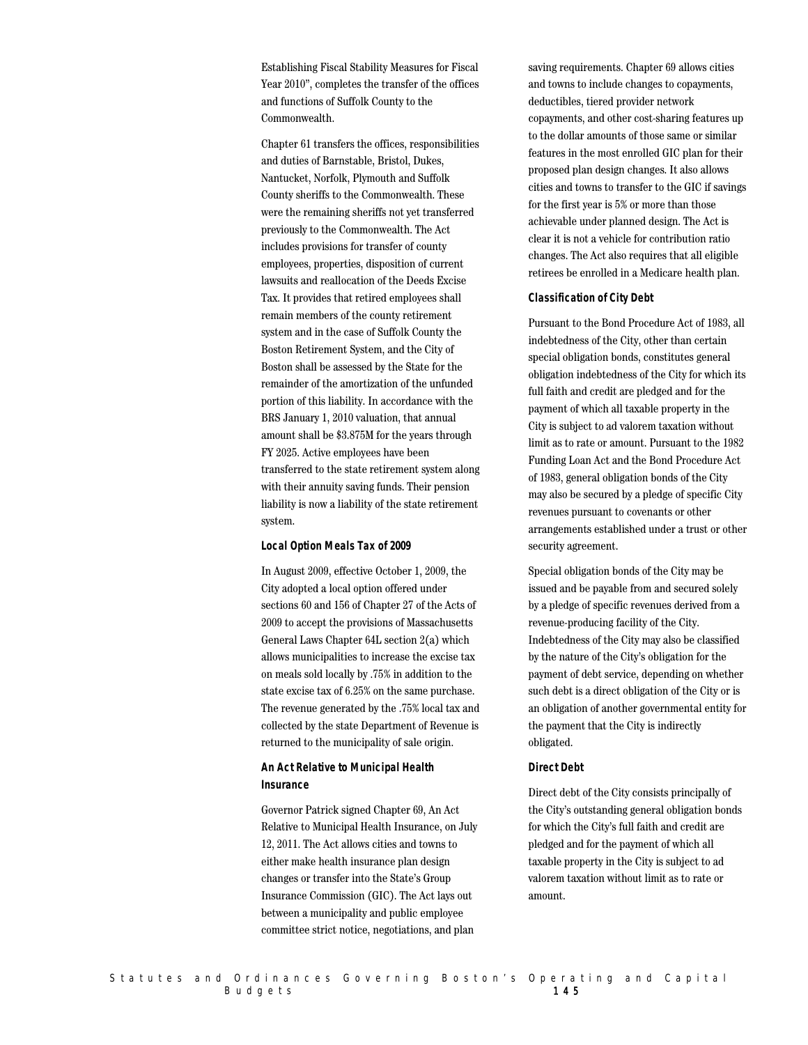Establishing Fiscal Stability Measures for Fiscal Year 2010", completes the transfer of the offices and functions of Suffolk County to the Commonwealth.

Chapter 61 transfers the offices, responsibilities and duties of Barnstable, Bristol, Dukes, Nantucket, Norfolk, Plymouth and Suffolk County sheriffs to the Commonwealth. These were the remaining sheriffs not yet transferred previously to the Commonwealth. The Act includes provisions for transfer of county employees, properties, disposition of current lawsuits and reallocation of the Deeds Excise Tax. It provides that retired employees shall remain members of the county retirement system and in the case of Suffolk County the Boston Retirement System, and the City of Boston shall be assessed by the State for the remainder of the amortization of the unfunded portion of this liability. In accordance with the BRS January 1, 2010 valuation, that annual amount shall be $3.875M for the years through FY 2025. Active employees have been transferred to the state retirement system along with their annuity saving funds. Their pension liability is now a liability of the state retirement system.

#### Local Option Meals Tax of 2009

In August 2009, effective October 1, 2009, the City adopted a local option offered under sections 60 and 156 of Chapter 27 of the Acts of 2009 to accept the provisions of Massachusetts General Laws Chapter 64L section 2(a) which allows municipalities to increase the excise tax on meals sold locally by .75% in addition to the state excise tax of 6.25% on the same purchase. The revenue generated by the .75% local tax and collected by the state Department of Revenue is returned to the municipality of sale origin.

#### An Act Relative to Municipal Health Insurance

Governor Patrick signed Chapter 69, An Act Relative to Municipal Health Insurance, on July 12, 2011. The Act allows cities and towns to either make health insurance plan design changes or transfer into the State's Group Insurance Commission (GIC). The Act lays out between a municipality and public employee committee strict notice, negotiations, and plan saving requirements. Chapter 69 allows cities and towns to include changes to copayments, deductibles, tiered provider network copayments, and other cost-sharing features up to the dollar amounts of those same or similar features in the most enrolled GIC plan for their proposed plan design changes. It also allows cities and towns to transfer to the GIC if savings for the first year is 5% or more than those achievable under planned design. The Act is clear it is not a vehicle for contribution ratio changes. The Act also requires that all eligible retirees be enrolled in a Medicare health plan.

#### Classification of City Debt

Pursuant to the Bond Procedure Act of 1983, all indebtedness of the City, other than certain special obligation bonds, constitutes general obligation indebtedness of the City for which its full faith and credit are pledged and for the payment of which all taxable property in the City is subject to ad valorem taxation without limit as to rate or amount. Pursuant to the 1982 Funding Loan Act and the Bond Procedure Act of 1983, general obligation bonds of the City may also be secured by a pledge of specific City revenues pursuant to covenants or other arrangements established under a trust or other security agreement.

Special obligation bonds of the City may be issued and be payable from and secured solely by a pledge of specific revenues derived from a revenue-producing facility of the City. Indebtedness of the City may also be classified by the nature of the City's obligation for the payment of debt service, depending on whether such debt is a direct obligation of the City or is an obligation of another governmental entity for the payment that the City is indirectly obligated.

#### Direct Debt

Direct debt of the City consists principally of the City's outstanding general obligation bonds for which the City's full faith and credit are pledged and for the payment of which all taxable property in the City is subject to ad valorem taxation without limit as to rate or amount.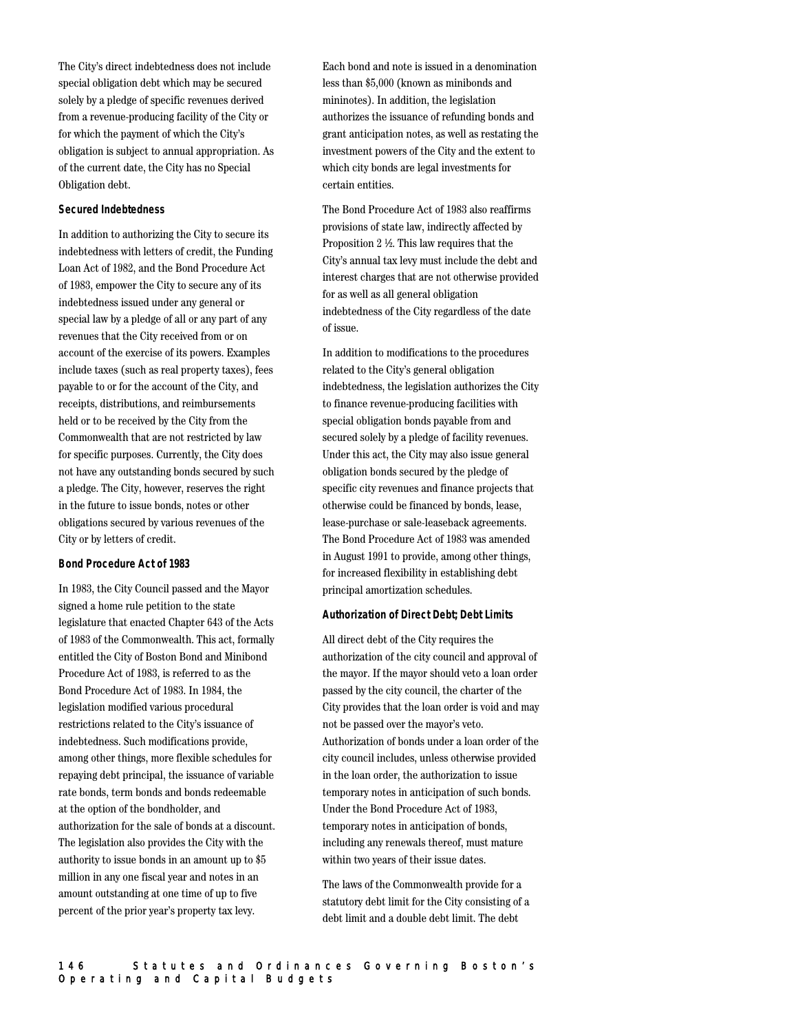The City's direct indebtedness does not include special obligation debt which may be secured solely by a pledge of specific revenues derived from a revenue-producing facility of the City or for which the payment of which the City's obligation is subject to annual appropriation. As of the current date, the City has no Special Obligation debt.

### Secured Indebtedness

In addition to authorizing the City to secure its indebtedness with letters of credit, the Funding Loan Act of 1982, and the Bond Procedure Act of 1983, empower the City to secure any of its indebtedness issued under any general or special law by a pledge of all or any part of any revenues that the City received from or on account of the exercise of its powers. Examples include taxes (such as real property taxes), fees payable to or for the account of the City, and receipts, distributions, and reimbursements held or to be received by the City from the Commonwealth that are not restricted by law for specific purposes. Currently, the City does not have any outstanding bonds secured by such a pledge. The City, however, reserves the right in the future to issue bonds, notes or other obligations secured by various revenues of the City or by letters of credit.

### Bond Procedure Act of 1983

In 1983, the City Council passed and the Mayor signed a home rule petition to the state legislature that enacted Chapter 643 of the Acts of 1983 of the Commonwealth. This act, formally entitled the City of Boston Bond and Minibond Procedure Act of 1983, is referred to as the Bond Procedure Act of 1983. In 1984, the legislation modified various procedural restrictions related to the City's issuance of indebtedness. Such modifications provide, among other things, more flexible schedules for repaying debt principal, the issuance of variable rate bonds, term bonds and bonds redeemable at the option of the bondholder, and authorization for the sale of bonds at a discount. The legislation also provides the City with the authority to issue bonds in an amount up to $5 million in any one fiscal year and notes in an amount outstanding at one time of up to five percent of the prior year's property tax levy. Each bond and note is issued in a denomination less than $5,000 (known as minibonds and mininotes). In addition, the legislation authorizes the issuance of refunding bonds and grant anticipation notes, as well as restating the investment powers of the City and the extent to which city bonds are legal investments for certain entities.

The Bond Procedure Act of 1983 also reaffirms provisions of state law, indirectly affected by Proposition 2 ½. This law requires that the City's annual tax levy must include the debt and interest charges that are not otherwise provided for as well as all general obligation indebtedness of the City regardless of the date of issue.

In addition to modifications to the procedures related to the City's general obligation indebtedness, the legislation authorizes the City to finance revenue-producing facilities with special obligation bonds payable from and secured solely by a pledge of facility revenues. Under this act, the City may also issue general obligation bonds secured by the pledge of specific city revenues and finance projects that otherwise could be financed by bonds, lease, lease-purchase or sale-leaseback agreements. The Bond Procedure Act of 1983 was amended in August 1991 to provide, among other things, for increased flexibility in establishing debt principal amortization schedules.

### Authorization of Direct Debt; Debt Limits

All direct debt of the City requires the authorization of the city council and approval of the mayor. If the mayor should veto a loan order passed by the city council, the charter of the City provides that the loan order is void and may not be passed over the mayor's veto. Authorization of bonds under a loan order of the city council includes, unless otherwise provided in the loan order, the authorization to issue temporary notes in anticipation of such bonds. Under the Bond Procedure Act of 1983, temporary notes in anticipation of bonds, including any renewals thereof, must mature within two years of their issue dates.

The laws of the Commonwealth provide for a statutory debt limit for the City consisting of a debt limit and a double debt limit. The debt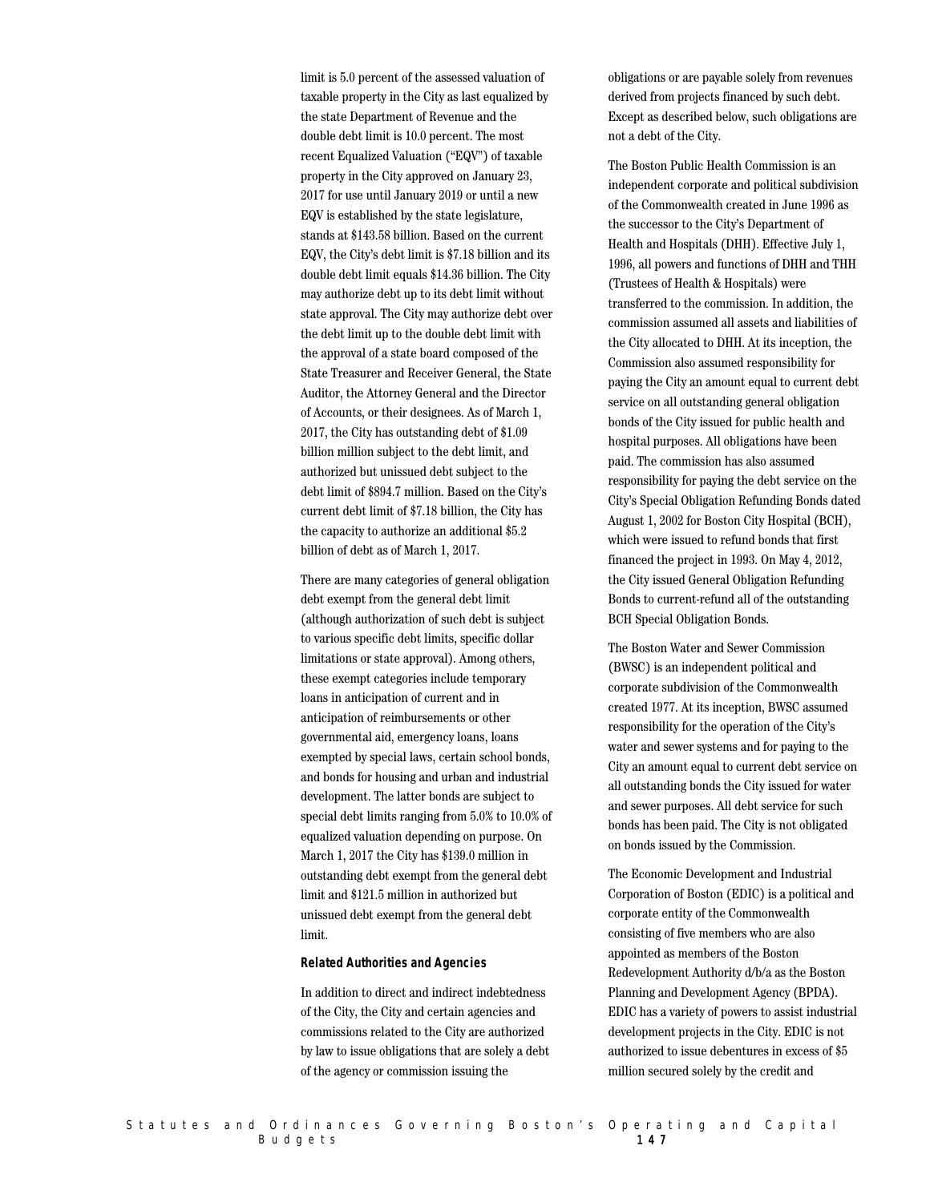limit is 5.0 percent of the assessed valuation of taxable property in the City as last equalized by the state Department of Revenue and the double debt limit is 10.0 percent. The most recent Equalized Valuation ("EQV") of taxable property in the City approved on January 23, 2017 for use until January 2019 or until a new EQV is established by the state legislature, stands at $143.58 billion. Based on the current EQV, the City's debt limit is $7.18 billion and its double debt limit equals $14.36 billion. The City may authorize debt up to its debt limit without state approval. The City may authorize debt over the debt limit up to the double debt limit with the approval of a state board composed of the State Treasurer and Receiver General, the State Auditor, the Attorney General and the Director of Accounts, or their designees. As of March 1, 2017, the City has outstanding debt of $1.09 billion million subject to the debt limit, and authorized but unissued debt subject to the debt limit of $894.7 million. Based on the City's current debt limit of $7.18 billion, the City has the capacity to authorize an additional $5.2 billion of debt as of March 1, 2017.

There are many categories of general obligation debt exempt from the general debt limit (although authorization of such debt is subject to various specific debt limits, specific dollar limitations or state approval). Among others, these exempt categories include temporary loans in anticipation of current and in anticipation of reimbursements or other governmental aid, emergency loans, loans exempted by special laws, certain school bonds, and bonds for housing and urban and industrial development. The latter bonds are subject to special debt limits ranging from 5.0% to 10.0% of equalized valuation depending on purpose. On March 1, 2017 the City has $139.0 million in outstanding debt exempt from the general debt limit and $121.5 million in authorized but unissued debt exempt from the general debt limit.

**Related Authorities and Agencies**

In addition to direct and indirect indebtedness of the City, the City and certain agencies and commissions related to the City are authorized by law to issue obligations that are solely a debt of the agency or commission issuing the obligations or are payable solely from revenues derived from projects financed by such debt. Except as described below, such obligations are not a debt of the City.

The Boston Public Health Commission is an independent corporate and political subdivision of the Commonwealth created in June 1996 as the successor to the City's Department of Health and Hospitals (DHH). Effective July 1, 1996, all powers and functions of DHH and THH (Trustees of Health & Hospitals) were transferred to the commission. In addition, the commission assumed all assets and liabilities of the City allocated to DHH. At its inception, the Commission also assumed responsibility for paying the City an amount equal to current debt service on all outstanding general obligation bonds of the City issued for public health and hospital purposes. All obligations have been paid. The commission has also assumed responsibility for paying the debt service on the City's Special Obligation Refunding Bonds dated August 1, 2002 for Boston City Hospital (BCH), which were issued to refund bonds that first financed the project in 1993. On May 4, 2012, the City issued General Obligation Refunding Bonds to current-refund all of the outstanding BCH Special Obligation Bonds.

The Boston Water and Sewer Commission (BWSC) is an independent political and corporate subdivision of the Commonwealth created 1977. At its inception, BWSC assumed responsibility for the operation of the City's water and sewer systems and for paying to the City an amount equal to current debt service on all outstanding bonds the City issued for water and sewer purposes. All debt service for such bonds has been paid. The City is not obligated on bonds issued by the Commission.

The Economic Development and Industrial Corporation of Boston (EDIC) is a political and corporate entity of the Commonwealth consisting of five members who are also appointed as members of the Boston Redevelopment Authority d/b/a as the Boston Planning and Development Agency (BPDA). EDIC has a variety of powers to assist industrial development projects in the City. EDIC is not authorized to issue debentures in excess of $5 million secured solely by the credit and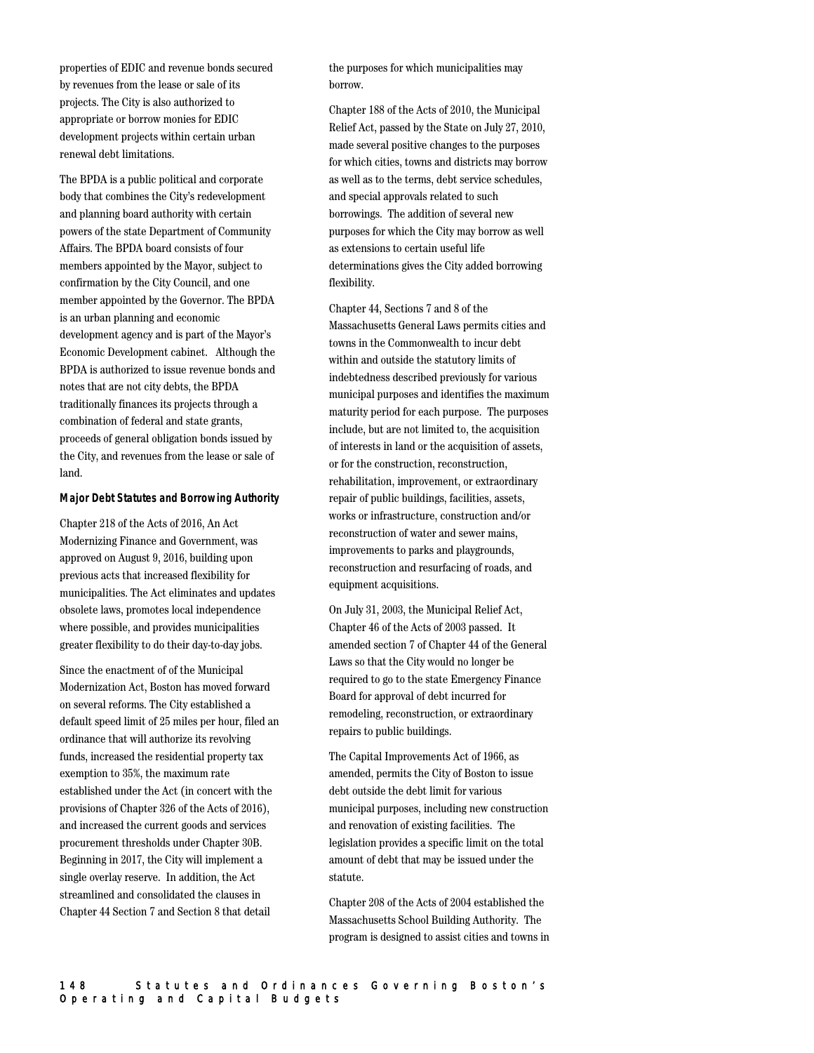properties of EDIC and revenue bonds secured by revenues from the lease or sale of its projects. The City is also authorized to appropriate or borrow monies for EDIC development projects within certain urban renewal debt limitations.

The BPDA is a public political and corporate body that combines the City's redevelopment and planning board authority with certain powers of the state Department of Community Affairs. The BPDA board consists of four members appointed by the Mayor, subject to confirmation by the City Council, and one member appointed by the Governor. The BPDA is an urban planning and economic development agency and is part of the Mayor's Economic Development cabinet. Although the BPDA is authorized to issue revenue bonds and notes that are not city debts, the BPDA traditionally finances its projects through a combination of federal and state grants, proceeds of general obligation bonds issued by the City, and revenues from the lease or sale of land.

**Major Debt Statutes and Borrowing Authority**

Chapter 218 of the Acts of 2016, An Act Modernizing Finance and Government, was approved on August 9, 2016, building upon previous acts that increased flexibility for municipalities. The Act eliminates and updates obsolete laws, promotes local independence where possible, and provides municipalities greater flexibility to do their day-to-day jobs.

Since the enactment of of the Municipal Modernization Act, Boston has moved forward on several reforms. The City established a default speed limit of 25 miles per hour, filed an ordinance that will authorize its revolving funds, increased the residential property tax exemption to 35%, the maximum rate established under the Act (in concert with the provisions of Chapter 326 of the Acts of 2016), and increased the current goods and services procurement thresholds under Chapter 30B. Beginning in 2017, the City will implement a single overlay reserve. In addition, the Act streamlined and consolidated the clauses in Chapter 44 Section 7 and Section 8 that detail the purposes for which municipalities may borrow.

Chapter 188 of the Acts of 2010, the Municipal Relief Act, passed by the State on July 27, 2010, made several positive changes to the purposes for which cities, towns and districts may borrow as well as to the terms, debt service schedules, and special approvals related to such borrowings. The addition of several new purposes for which the City may borrow as well as extensions to certain useful life determinations gives the City added borrowing flexibility.

Chapter 44, Sections 7 and 8 of the Massachusetts General Laws permits cities and towns in the Commonwealth to incur debt within and outside the statutory limits of indebtedness described previously for various municipal purposes and identifies the maximum maturity period for each purpose. The purposes include, but are not limited to, the acquisition of interests in land or the acquisition of assets, or for the construction, reconstruction, rehabilitation, improvement, or extraordinary repair of public buildings, facilities, assets, works or infrastructure, construction and/or reconstruction of water and sewer mains, improvements to parks and playgrounds, reconstruction and resurfacing of roads, and equipment acquisitions.

On July 31, 2003, the Municipal Relief Act, Chapter 46 of the Acts of 2003 passed. It amended section 7 of Chapter 44 of the General Laws so that the City would no longer be required to go to the state Emergency Finance Board for approval of debt incurred for remodeling, reconstruction, or extraordinary repairs to public buildings.

The Capital Improvements Act of 1966, as amended, permits the City of Boston to issue debt outside the debt limit for various municipal purposes, including new construction and renovation of existing facilities. The legislation provides a specific limit on the total amount of debt that may be issued under the statute.

Chapter 208 of the Acts of 2004 established the Massachusetts School Building Authority. The program is designed to assist cities and towns in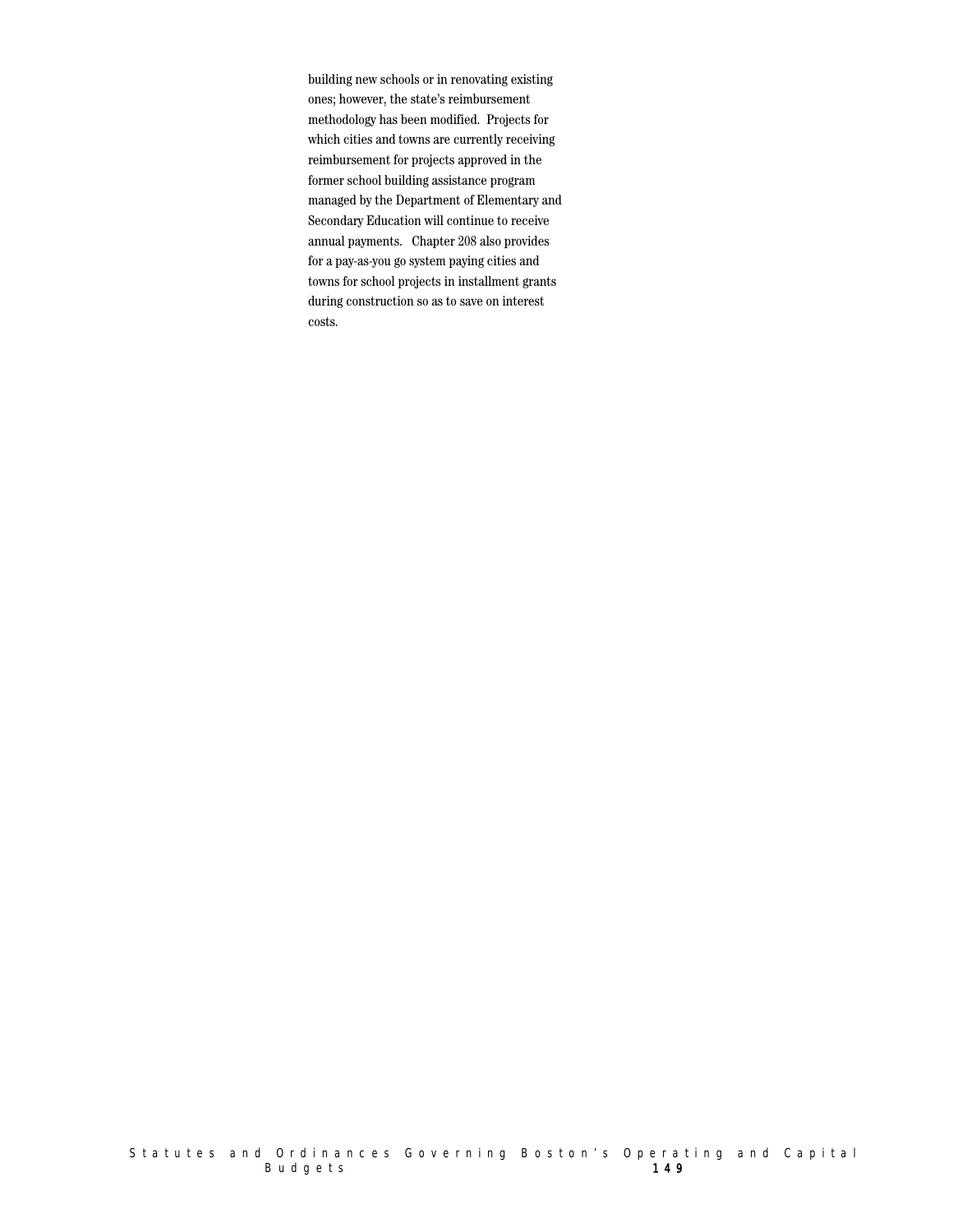building new schools or in renovating existing ones; however, the state's reimbursement methodology has been modified. Projects for which cities and towns are currently receiving reimbursement for projects approved in the former school building assistance program managed by the Department of Elementary and Secondary Education will continue to receive annual payments. Chapter 208 also provides for a pay-as-you go system paying cities and towns for school projects in installment grants during construction so as to save on interest costs.